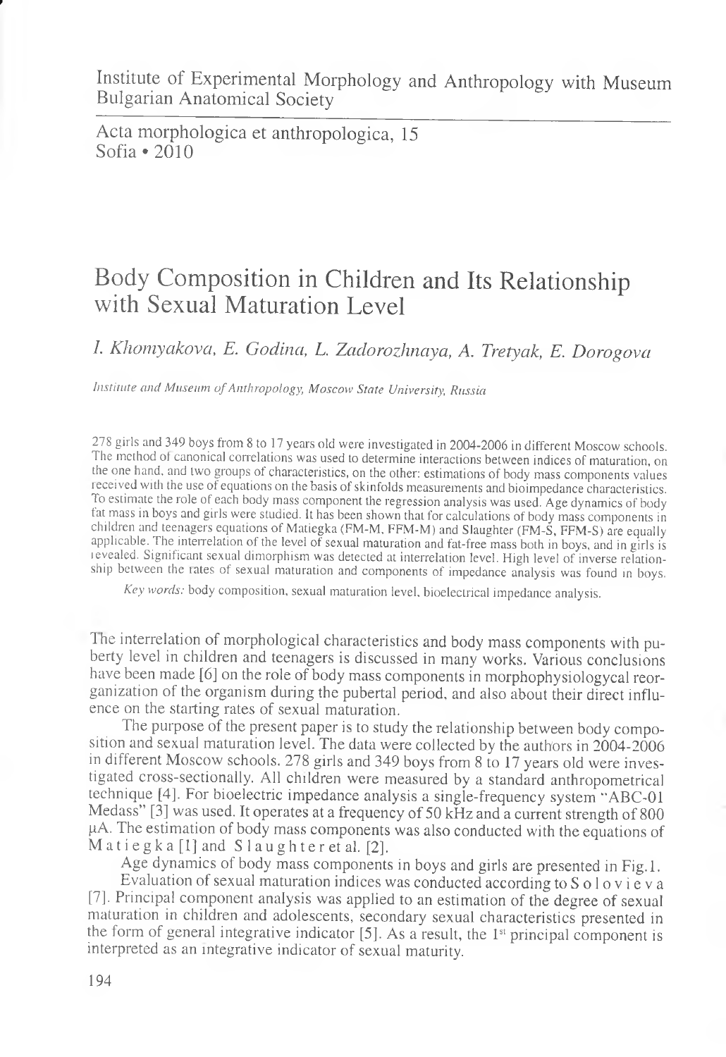Institute of Experimental Morphology and Anthropology with Museum
Bulgarian Anatomical Society

Acta morphologica et anthropologica, 15
Sofia • 2010

# Body Composition in Children and Its Relationship with Sexual Maturation Level

*I. Khomyakova, E. Godina, L. Zadorozhnaya, A. Tretyak, E. Dorogova*

*Institute and Museum of Anthropology, Moscow State University, Russia*

278 girls and 349 boys from 8 to 17 years old were investigated in 2004-2006 in different Moscow schools. The method of canonical correlations was used to determine interactions between indices of maturation, on the one hand, and two groups of characteristics, on the other: estimations of body mass components values received with the use of equations on the basis of skinfolds measurements and bioimpedance characteristics. To estimate the role of each body mass component the regression analysis was used. Age dynamics of body fat mass in boys and girls were studied. It has been shown that for calculations of body mass components in children and teenagers equations of Matiegka (FM-M, FFM-M) and Slaughter (FM-S, FFM-S) are equally applicable. The interrelation of the level of sexual maturation and fat-free mass both in boys, and in girls is revealed. Significant sexual dimorphism was detected at interrelation level. High level of inverse relationship between the rates of sexual maturation and components of impedance analysis was found in boys.

*Key words:* body composition, sexual maturation level, bioelectrical impedance analysis.

The interrelation of morphological characteristics and body mass components with puberty level in children and teenagers is discussed in many works. Various conclusions have been made [6] on the role of body mass components in morphophysiologycal reorganization of the organism during the pubertal period, and also about their direct influence on the starting rates of sexual maturation.

The purpose of the present paper is to study the relationship between body composition and sexual maturation level. The data were collected by the authors in 2004-2006 in different Moscow schools. 278 girls and 349 boys from 8 to 17 years old were investigated cross-sectionally. All children were measured by a standard anthropometrical technique [4]. For bioelectric impedance analysis a single-frequency system "ABC-01 Medass" [3] was used. It operates at a frequency of 50 kHz and a current strength of 800 μA. The estimation of body mass components was also conducted with the equations of Matiegka [1] and Slaughter et al. [2].

Age dynamics of body mass components in boys and girls are presented in Fig.1.

Evaluation of sexual maturation indices was conducted according to Solovieva [7]. Principal component analysis was applied to an estimation of the degree of sexual maturation in children and adolescents, secondary sexual characteristics presented in the form of general integrative indicator [5]. As a result, the 1st principal component is interpreted as an integrative indicator of sexual maturity.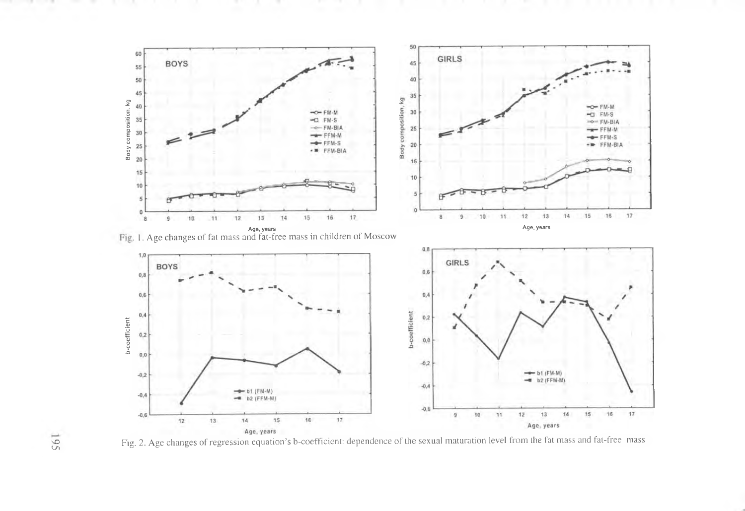Fig. 1. Age changes of fat mass and fat-free mass in children of Moscow

Fig. 2. Age changes of regression equation's b-coefficient: dependence of the sexual maturation level from the fat mass and fat-free mass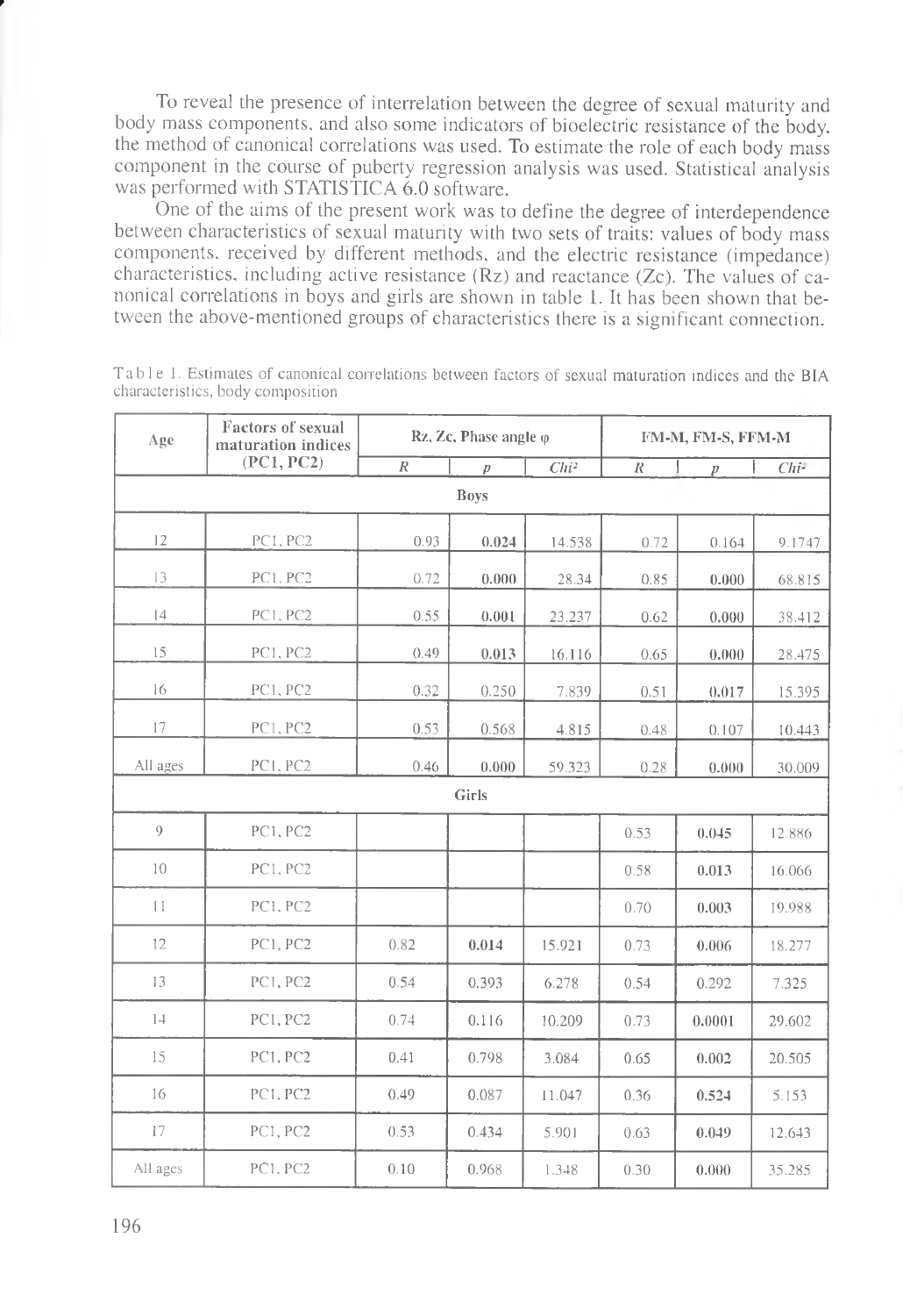To reveal the presence of interrelation between the degree of sexual maturity and body mass components, and also some indicators of bioelectric resistance of the body, the method of canonical correlations was used. To estimate the role of each body mass component in the course of puberty regression analysis was used. Statistical analysis was performed with STATISTICA 6.0 software.

One of the aims of the present work was to define the degree of interdependence between characteristics of sexual maturity with two sets of traits: values of body mass components, received by different methods, and the electric resistance (impedance) characteristics, including active resistance (Rz) and reactance (Zc). The values of canonical correlations in boys and girls are shown in table 1. It has been shown that between the above-mentioned groups of characteristics there is a significant connection.

Table 1. Estimates of canonical correlations between factors of sexual maturation indices and the BIA characteristics, body composition

| Age | Factors of sexual maturation indices (PC1, PC2) | Rz, Zc, Phase angle φ | | | FM-M, FM-S, FFM-M | | |
|---|---|---|---|---|---|---|---|
| | | *R* | *p* | *Chi²* | *R* | *p* | *Chi²* |
| **Boys** | | | | | | | |
| 12 | PC1, PC2 | 0.93 | **0.024** | 14.538 | 0.72 | 0.164 | 9.1747 |
| 13 | PC1, PC2 | 0.72 | **0.000** | 28.34 | 0.85 | **0.000** | 68.815 |
| 14 | PC1, PC2 | 0.55 | **0.001** | 23.237 | 0.62 | **0.000** | 38.412 |
| 15 | PC1, PC2 | 0.49 | **0.013** | 16.116 | 0.65 | **0.000** | 28.475 |
| 16 | PC1, PC2 | 0.32 | 0.250 | 7.839 | 0.51 | **0.017** | 15.395 |
| 17 | PC1, PC2 | 0.53 | 0.568 | 4.815 | 0.48 | 0.107 | 10.443 |
| All ages | PC1, PC2 | 0.46 | **0.000** | 59.323 | 0.28 | **0.000** | 30.009 |
| **Girls** | | | | | | | |
| 9 | PC1, PC2 | | | | 0.53 | **0.045** | 12.886 |
| 10 | PC1, PC2 | | | | 0.58 | **0.013** | 16.066 |
| 11 | PC1, PC2 | | | | 0.70 | **0.003** | 19.988 |
| 12 | PC1, PC2 | 0.82 | **0.014** | 15.921 | 0.73 | **0.006** | 18.277 |
| 13 | PC1, PC2 | 0.54 | 0.393 | 6.278 | 0.54 | 0.292 | 7.325 |
| 14 | PC1, PC2 | 0.74 | 0.116 | 10.209 | 0.73 | **0.0001** | 29.602 |
| 15 | PC1, PC2 | 0.41 | 0.798 | 3.084 | 0.65 | **0.002** | 20.505 |
| 16 | PC1, PC2 | 0.49 | 0.087 | 11.047 | 0.36 | **0.524** | 5.153 |
| 17 | PC1, PC2 | 0.53 | 0.434 | 5.901 | 0.63 | **0.049** | 12.643 |
| All ages | PC1, PC2 | 0.10 | 0.968 | 1.348 | 0.30 | **0.000** | 35.285 |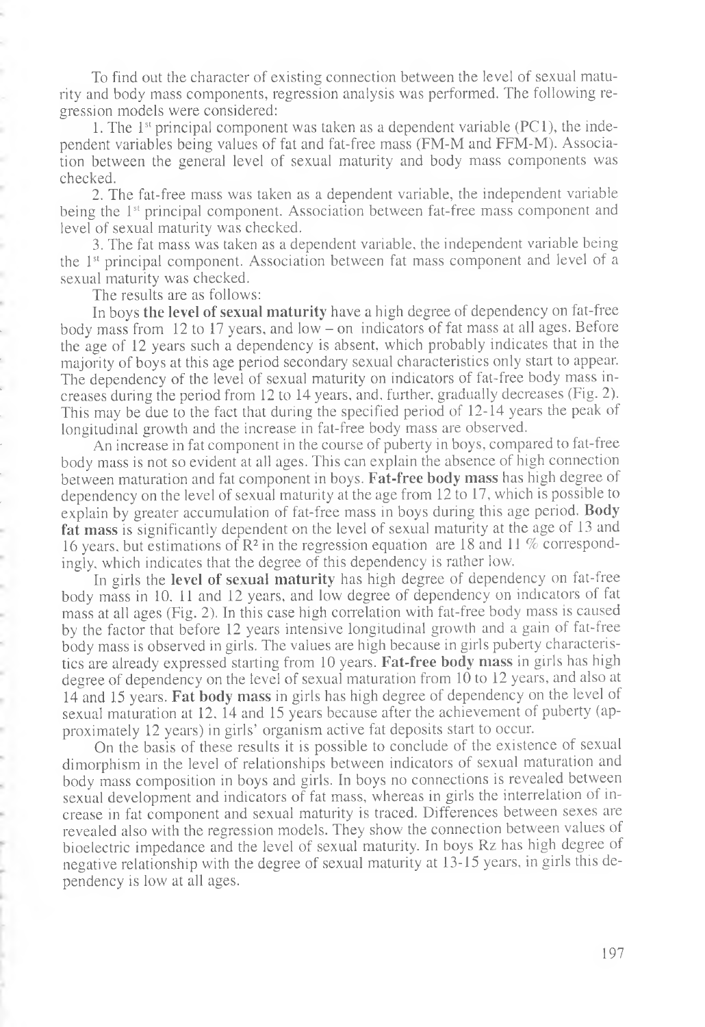To find out the character of existing connection between the level of sexual maturity and body mass components, regression analysis was performed. The following regression models were considered:

1. The 1st principal component was taken as a dependent variable (PC1), the independent variables being values of fat and fat-free mass (FM-M and FFM-M). Association between the general level of sexual maturity and body mass components was checked.

2. The fat-free mass was taken as a dependent variable, the independent variable being the 1st principal component. Association between fat-free mass component and level of sexual maturity was checked.

3. The fat mass was taken as a dependent variable, the independent variable being the 1st principal component. Association between fat mass component and level of a sexual maturity was checked.

The results are as follows:

In boys **the level of sexual maturity** have a high degree of dependency on fat-free body mass from 12 to 17 years, and low – on indicators of fat mass at all ages. Before the age of 12 years such a dependency is absent, which probably indicates that in the majority of boys at this age period secondary sexual characteristics only start to appear. The dependency of the level of sexual maturity on indicators of fat-free body mass increases during the period from 12 to 14 years, and, further, gradually decreases (Fig. 2). This may be due to the fact that during the specified period of 12-14 years the peak of longitudinal growth and the increase in fat-free body mass are observed.

An increase in fat component in the course of puberty in boys, compared to fat-free body mass is not so evident at all ages. This can explain the absence of high connection between maturation and fat component in boys. **Fat-free body mass** has high degree of dependency on the level of sexual maturity at the age from 12 to 17, which is possible to explain by greater accumulation of fat-free mass in boys during this age period. **Body fat mass** is significantly dependent on the level of sexual maturity at the age of 13 and 16 years, but estimations of $R^2$ in the regression equation are 18 and 11 % correspondingly, which indicates that the degree of this dependency is rather low.

In girls the **level of sexual maturity** has high degree of dependency on fat-free body mass in 10, 11 and 12 years, and low degree of dependency on indicators of fat mass at all ages (Fig. 2). In this case high correlation with fat-free body mass is caused by the factor that before 12 years intensive longitudinal growth and a gain of fat-free body mass is observed in girls. The values are high because in girls puberty characteristics are already expressed starting from 10 years. **Fat-free body mass** in girls has high degree of dependency on the level of sexual maturation from 10 to 12 years, and also at 14 and 15 years. **Fat body mass** in girls has high degree of dependency on the level of sexual maturation at 12, 14 and 15 years because after the achievement of puberty (approximately 12 years) in girls' organism active fat deposits start to occur.

On the basis of these results it is possible to conclude of the existence of sexual dimorphism in the level of relationships between indicators of sexual maturation and body mass composition in boys and girls. In boys no connections is revealed between sexual development and indicators of fat mass, whereas in girls the interrelation of increase in fat component and sexual maturity is traced. Differences between sexes are revealed also with the regression models. They show the connection between values of bioelectric impedance and the level of sexual maturity. In boys Rz has high degree of negative relationship with the degree of sexual maturity at 13-15 years, in girls this dependency is low at all ages.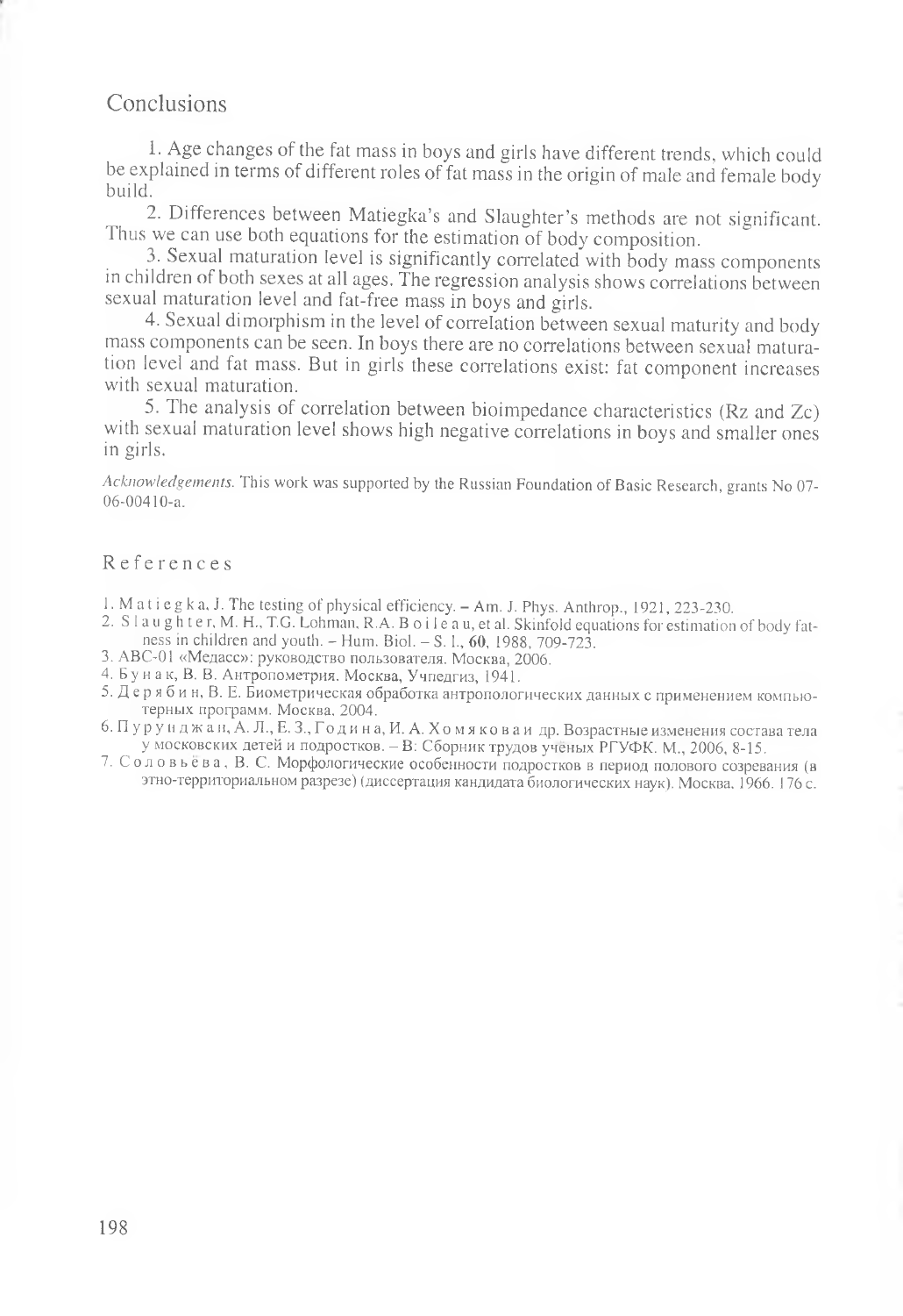## Conclusions

1. Age changes of the fat mass in boys and girls have different trends, which could be explained in terms of different roles of fat mass in the origin of male and female body build.

2. Differences between Matiegka's and Slaughter's methods are not significant. Thus we can use both equations for the estimation of body composition.

3. Sexual maturation level is significantly correlated with body mass components in children of both sexes at all ages. The regression analysis shows correlations between sexual maturation level and fat-free mass in boys and girls.

4. Sexual dimorphism in the level of correlation between sexual maturity and body mass components can be seen. In boys there are no correlations between sexual maturation level and fat mass. But in girls these correlations exist: fat component increases with sexual maturation.

5. The analysis of correlation between bioimpedance characteristics (Rz and Zc) with sexual maturation level shows high negative correlations in boys and smaller ones in girls.

*Acknowledgements.* This work was supported by the Russian Foundation of Basic Research, grants No 07-06-00410-a.

## References

1. Matiegka, J. The testing of physical efficiency. – Am. J. Phys. Anthrop., 1921, 223-230.
2. Slaughter, M. H., T.G. Lohman, R.A. Boileau, et al. Skinfold equations for estimation of body fatness in children and youth. – Hum. Biol. – S. l., **60**, 1988, 709-723.
3. АВС-01 «Медасс»: руководство пользователя. Москва, 2006.
4. Бунак, В. В. Антропометрия. Москва, Учпедгиз, 1941.
5. Дерябин, В. Е. Биометрическая обработка антропологических данных с применением компьютерных программ. Москва, 2004.
6. Пурунджан, А. Л., Е. З., Година, И. А. Хомякова и др. Возрастные изменения состава тела у московских детей и подростков. – В: Сборник трудов учёных РГУФК. М., 2006, 8-15.
7. Соловьёва, В. С. Морфологические особенности подростков в период полового созревания (в этно-территориальном разрезе) (диссертация кандидата биологических наук). Москва, 1966. 176 с.